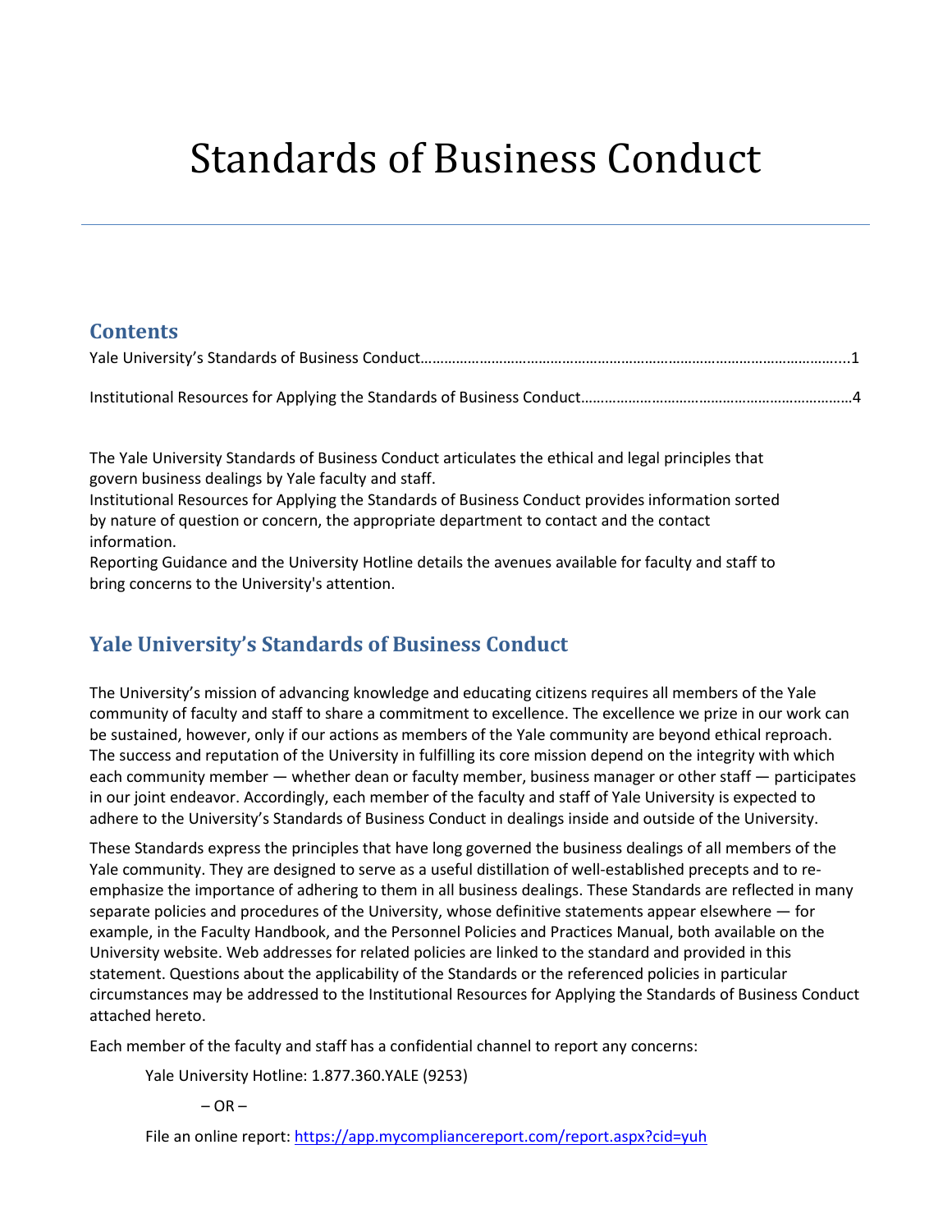# Standards of Business Conduct

## Contents

Yale University's Standards of Business Conduct……………………………………………………………………………………….....1

Institutional Resources for Applying the Standards of Business Conduct……………………………………………………………4

The Yale University Standards of Business Conduct articulates the ethical and legal principles that govern business dealings by Yale faculty and staff.

Institutional Resources for Applying the Standards of Business Conduct provides information sorted by nature of question or concern, the appropriate department to contact and the contact information.

Reporting Guidance and the University Hotline details the avenues available for faculty and staff to bring concerns to the University's attention.

## Yale University's Standards of Business Conduct

The University's mission of advancing knowledge and educating citizens requires all members of the Yale community of faculty and staff to share a commitment to excellence. The excellence we prize in our work can be sustained, however, only if our actions as members of the Yale community are beyond ethical reproach. The success and reputation of the University in fulfilling its core mission depend on the integrity with which each community member — whether dean or faculty member, business manager or other staff — participates in our joint endeavor. Accordingly, each member of the faculty and staff of Yale University is expected to adhere to the University's Standards of Business Conduct in dealings inside and outside of the University.

These Standards express the principles that have long governed the business dealings of all members of the Yale community. They are designed to serve as a useful distillation of well-established precepts and to re-emphasize the importance of adhering to them in all business dealings. These Standards are reflected in many separate policies and procedures of the University, whose definitive statements appear elsewhere — for example, in the Faculty Handbook, and the Personnel Policies and Practices Manual, both available on the University website. Web addresses for related policies are linked to the standard and provided in this statement. Questions about the applicability of the Standards or the referenced policies in particular circumstances may be addressed to the Institutional Resources for Applying the Standards of Business Conduct attached hereto.

Each member of the faculty and staff has a confidential channel to report any concerns:

Yale University Hotline: 1.877.360.YALE (9253)

– OR –

File an online report: https://app.mycompliancereport.com/report.aspx?cid=yuh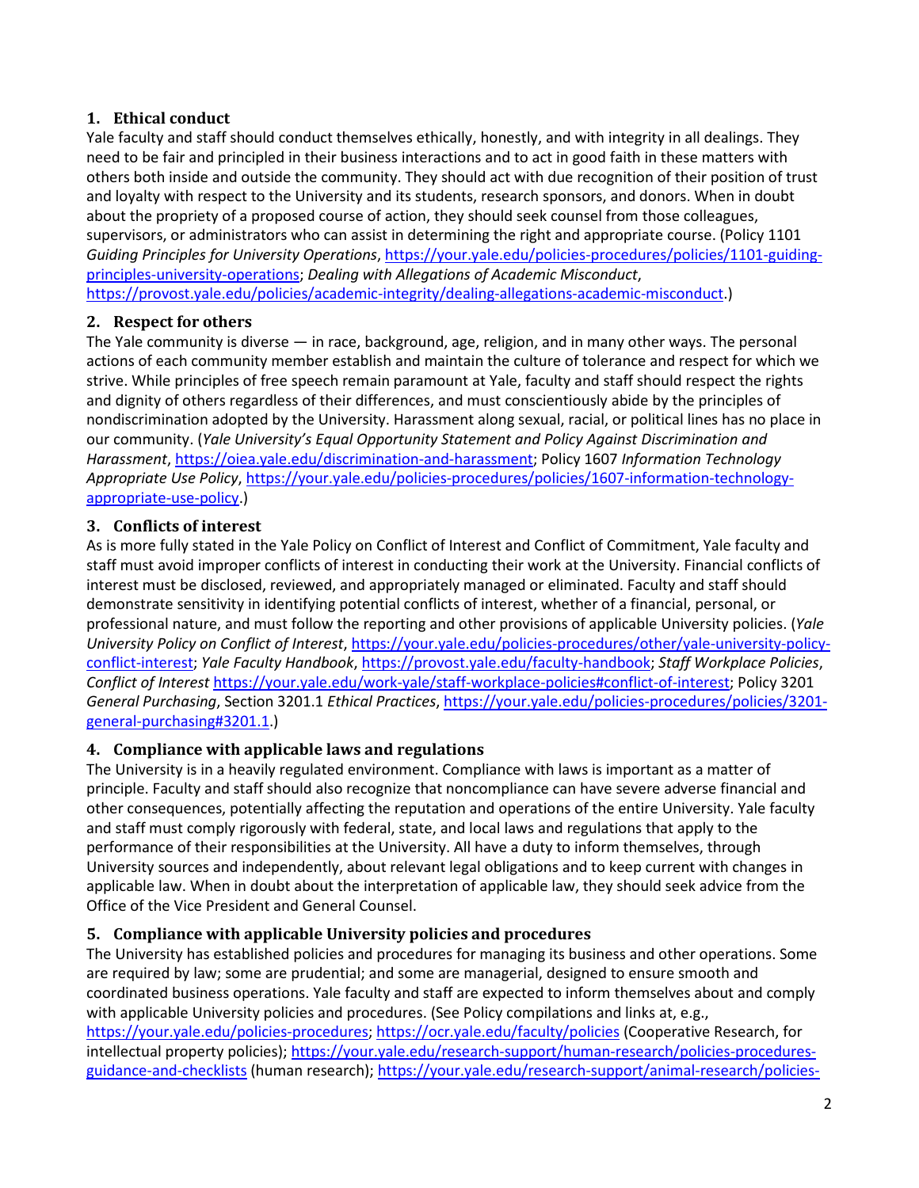### 1. Ethical conduct

Yale faculty and staff should conduct themselves ethically, honestly, and with integrity in all dealings. They need to be fair and principled in their business interactions and to act in good faith in these matters with others both inside and outside the community. They should act with due recognition of their position of trust and loyalty with respect to the University and its students, research sponsors, and donors. When in doubt about the propriety of a proposed course of action, they should seek counsel from those colleagues, supervisors, or administrators who can assist in determining the right and appropriate course. (Policy 1101 *Guiding Principles for University Operations*, https://your.yale.edu/policies-procedures/policies/1101-guiding-principles-university-operations; *Dealing with Allegations of Academic Misconduct*, https://provost.yale.edu/policies/academic-integrity/dealing-allegations-academic-misconduct.)

### 2. Respect for others

The Yale community is diverse — in race, background, age, religion, and in many other ways. The personal actions of each community member establish and maintain the culture of tolerance and respect for which we strive. While principles of free speech remain paramount at Yale, faculty and staff should respect the rights and dignity of others regardless of their differences, and must conscientiously abide by the principles of nondiscrimination adopted by the University. Harassment along sexual, racial, or political lines has no place in our community. (*Yale University's Equal Opportunity Statement and Policy Against Discrimination and Harassment*, https://oiea.yale.edu/discrimination-and-harassment; Policy 1607 *Information Technology Appropriate Use Policy*, https://your.yale.edu/policies-procedures/policies/1607-information-technology-appropriate-use-policy.)

### 3. Conflicts of interest

As is more fully stated in the Yale Policy on Conflict of Interest and Conflict of Commitment, Yale faculty and staff must avoid improper conflicts of interest in conducting their work at the University. Financial conflicts of interest must be disclosed, reviewed, and appropriately managed or eliminated. Faculty and staff should demonstrate sensitivity in identifying potential conflicts of interest, whether of a financial, personal, or professional nature, and must follow the reporting and other provisions of applicable University policies. (*Yale University Policy on Conflict of Interest*, https://your.yale.edu/policies-procedures/other/yale-university-policy-conflict-interest; *Yale Faculty Handbook*, https://provost.yale.edu/faculty-handbook; *Staff Workplace Policies*, *Conflict of Interest* https://your.yale.edu/work-yale/staff-workplace-policies#conflict-of-interest; Policy 3201 *General Purchasing*, Section 3201.1 *Ethical Practices*, https://your.yale.edu/policies-procedures/policies/3201-general-purchasing#3201.1.)

### 4. Compliance with applicable laws and regulations

The University is in a heavily regulated environment. Compliance with laws is important as a matter of principle. Faculty and staff should also recognize that noncompliance can have severe adverse financial and other consequences, potentially affecting the reputation and operations of the entire University. Yale faculty and staff must comply rigorously with federal, state, and local laws and regulations that apply to the performance of their responsibilities at the University. All have a duty to inform themselves, through University sources and independently, about relevant legal obligations and to keep current with changes in applicable law. When in doubt about the interpretation of applicable law, they should seek advice from the Office of the Vice President and General Counsel.

### 5. Compliance with applicable University policies and procedures

The University has established policies and procedures for managing its business and other operations. Some are required by law; some are prudential; and some are managerial, designed to ensure smooth and coordinated business operations. Yale faculty and staff are expected to inform themselves about and comply with applicable University policies and procedures. (See Policy compilations and links at, e.g., https://your.yale.edu/policies-procedures; https://ocr.yale.edu/faculty/policies (Cooperative Research, for intellectual property policies); https://your.yale.edu/research-support/human-research/policies-procedures-guidance-and-checklists (human research); https://your.yale.edu/research-support/animal-research/policies-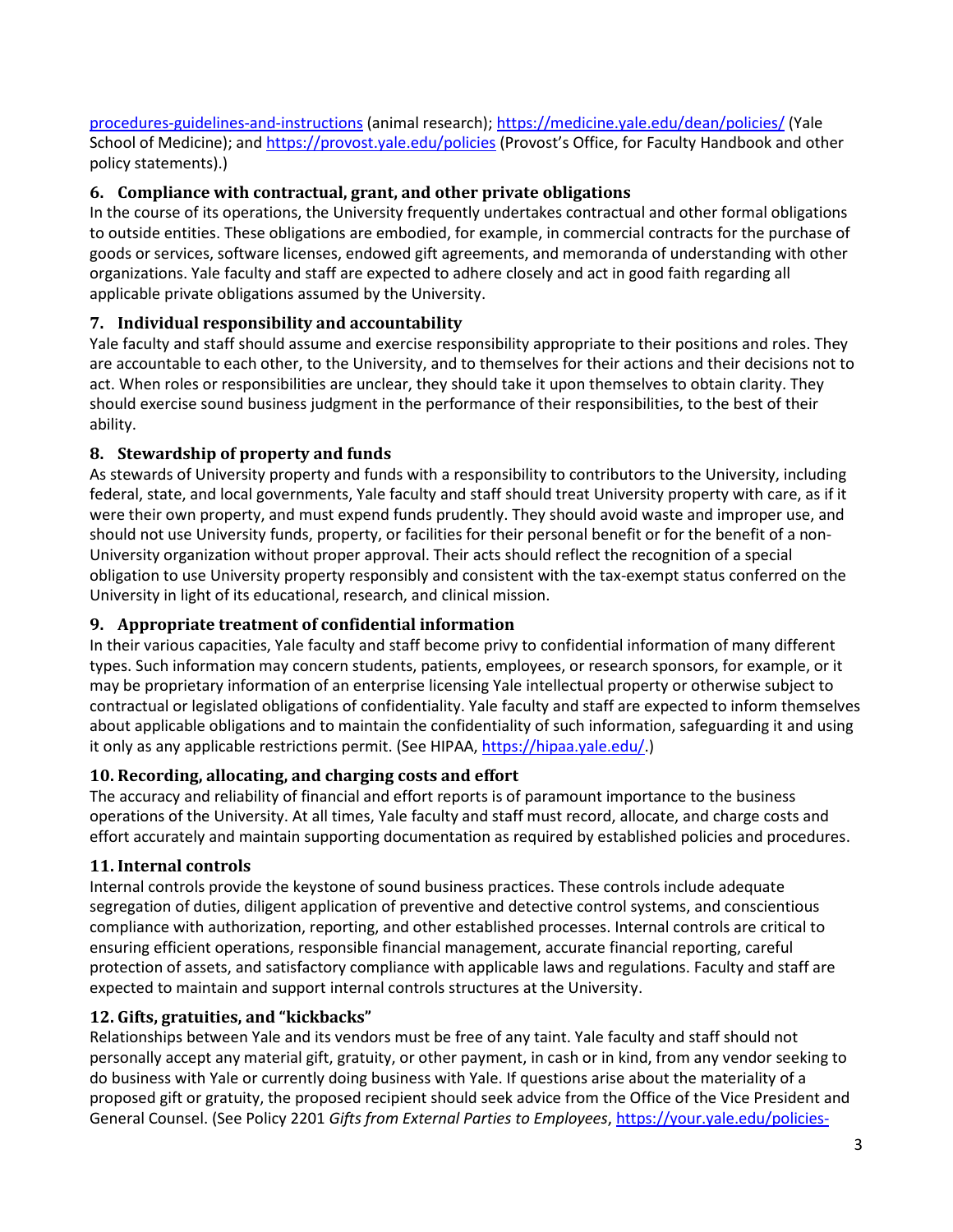procedures-guidelines-and-instructions (animal research); https://medicine.yale.edu/dean/policies/ (Yale School of Medicine); and https://provost.yale.edu/policies (Provost's Office, for Faculty Handbook and other policy statements).)

### 6. Compliance with contractual, grant, and other private obligations

In the course of its operations, the University frequently undertakes contractual and other formal obligations to outside entities. These obligations are embodied, for example, in commercial contracts for the purchase of goods or services, software licenses, endowed gift agreements, and memoranda of understanding with other organizations. Yale faculty and staff are expected to adhere closely and act in good faith regarding all applicable private obligations assumed by the University.

### 7. Individual responsibility and accountability

Yale faculty and staff should assume and exercise responsibility appropriate to their positions and roles. They are accountable to each other, to the University, and to themselves for their actions and their decisions not to act. When roles or responsibilities are unclear, they should take it upon themselves to obtain clarity. They should exercise sound business judgment in the performance of their responsibilities, to the best of their ability.

### 8. Stewardship of property and funds

As stewards of University property and funds with a responsibility to contributors to the University, including federal, state, and local governments, Yale faculty and staff should treat University property with care, as if it were their own property, and must expend funds prudently. They should avoid waste and improper use, and should not use University funds, property, or facilities for their personal benefit or for the benefit of a non-University organization without proper approval. Their acts should reflect the recognition of a special obligation to use University property responsibly and consistent with the tax-exempt status conferred on the University in light of its educational, research, and clinical mission.

### 9. Appropriate treatment of confidential information

In their various capacities, Yale faculty and staff become privy to confidential information of many different types. Such information may concern students, patients, employees, or research sponsors, for example, or it may be proprietary information of an enterprise licensing Yale intellectual property or otherwise subject to contractual or legislated obligations of confidentiality. Yale faculty and staff are expected to inform themselves about applicable obligations and to maintain the confidentiality of such information, safeguarding it and using it only as any applicable restrictions permit. (See HIPAA, https://hipaa.yale.edu/.)

### 10. Recording, allocating, and charging costs and effort

The accuracy and reliability of financial and effort reports is of paramount importance to the business operations of the University. At all times, Yale faculty and staff must record, allocate, and charge costs and effort accurately and maintain supporting documentation as required by established policies and procedures.

### 11. Internal controls

Internal controls provide the keystone of sound business practices. These controls include adequate segregation of duties, diligent application of preventive and detective control systems, and conscientious compliance with authorization, reporting, and other established processes. Internal controls are critical to ensuring efficient operations, responsible financial management, accurate financial reporting, careful protection of assets, and satisfactory compliance with applicable laws and regulations. Faculty and staff are expected to maintain and support internal controls structures at the University.

### 12. Gifts, gratuities, and "kickbacks"

Relationships between Yale and its vendors must be free of any taint. Yale faculty and staff should not personally accept any material gift, gratuity, or other payment, in cash or in kind, from any vendor seeking to do business with Yale or currently doing business with Yale. If questions arise about the materiality of a proposed gift or gratuity, the proposed recipient should seek advice from the Office of the Vice President and General Counsel. (See Policy 2201 *Gifts from External Parties to Employees*, https://your.yale.edu/policies-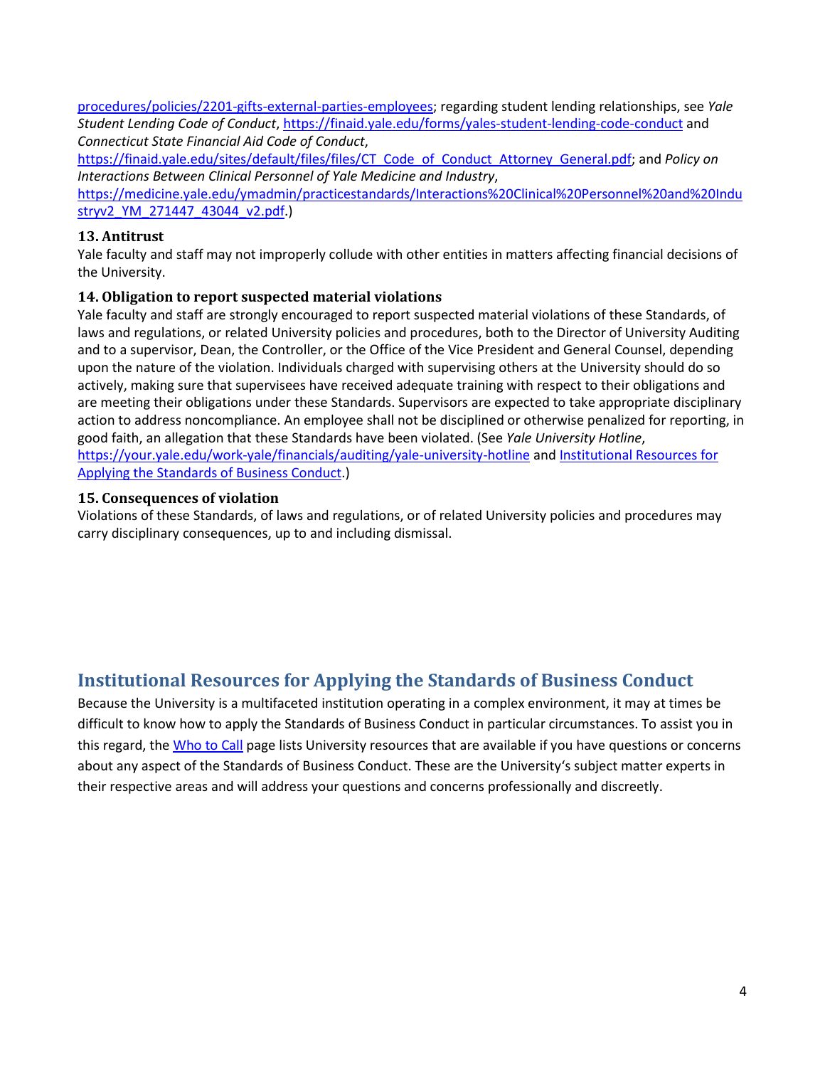procedures/policies/2201-gifts-external-parties-employees; regarding student lending relationships, see *Yale Student Lending Code of Conduct*, https://finaid.yale.edu/forms/yales-student-lending-code-conduct and *Connecticut State Financial Aid Code of Conduct*, https://finaid.yale.edu/sites/default/files/files/CT_Code_of_Conduct_Attorney_General.pdf; and *Policy on Interactions Between Clinical Personnel of Yale Medicine and Industry*, https://medicine.yale.edu/ymadmin/practicestandards/Interactions%20Clinical%20Personnel%20and%20Industryv2_YM_271447_43044_v2.pdf.)

### 13. Antitrust

Yale faculty and staff may not improperly collude with other entities in matters affecting financial decisions of the University.

### 14. Obligation to report suspected material violations

Yale faculty and staff are strongly encouraged to report suspected material violations of these Standards, of laws and regulations, or related University policies and procedures, both to the Director of University Auditing and to a supervisor, Dean, the Controller, or the Office of the Vice President and General Counsel, depending upon the nature of the violation. Individuals charged with supervising others at the University should do so actively, making sure that supervisees have received adequate training with respect to their obligations and are meeting their obligations under these Standards. Supervisors are expected to take appropriate disciplinary action to address noncompliance. An employee shall not be disciplined or otherwise penalized for reporting, in good faith, an allegation that these Standards have been violated. (See *Yale University Hotline*, https://your.yale.edu/work-yale/financials/auditing/yale-university-hotline and Institutional Resources for Applying the Standards of Business Conduct.)

### 15. Consequences of violation

Violations of these Standards, of laws and regulations, or of related University policies and procedures may carry disciplinary consequences, up to and including dismissal.

## Institutional Resources for Applying the Standards of Business Conduct

Because the University is a multifaceted institution operating in a complex environment, it may at times be difficult to know how to apply the Standards of Business Conduct in particular circumstances. To assist you in this regard, the Who to Call page lists University resources that are available if you have questions or concerns about any aspect of the Standards of Business Conduct. These are the University's subject matter experts in their respective areas and will address your questions and concerns professionally and discreetly.